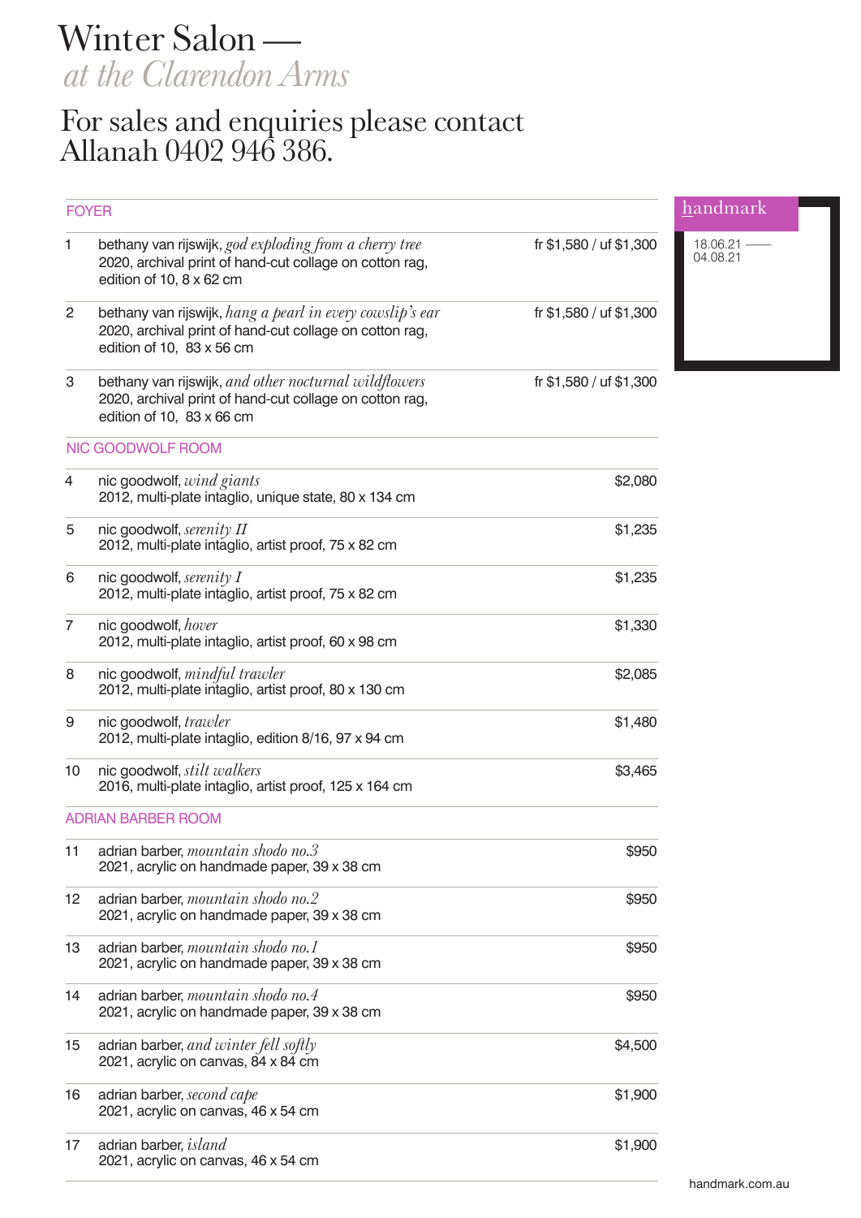# Winter Salon —
*at the Clarendon Arms*

## For sales and enquiries please contact Allanah 0402 946 386.

handmark

18.06.21 — 04.08.21

### FOYER

| | | |
|---|---|---|
| 1 | bethany van rijswijk, *god exploding from a cherry tree*<br>2020, archival print of hand-cut collage on cotton rag, edition of 10, 8 x 62 cm | fr $1,580 / uf $1,300 |
| 2 | bethany van rijswijk, *hang a pearl in every cowslip's ear*<br>2020, archival print of hand-cut collage on cotton rag, edition of 10, 83 x 56 cm | fr $1,580 / uf $1,300 |
| 3 | bethany van rijswijk, *and other nocturnal wildflowers*<br>2020, archival print of hand-cut collage on cotton rag, edition of 10, 83 x 66 cm | fr $1,580 / uf $1,300 |

### NIC GOODWOLF ROOM

| | | |
|---|---|---|
| 4 | nic goodwolf, *wind giants*<br>2012, multi-plate intaglio, unique state, 80 x 134 cm | $2,080 |
| 5 | nic goodwolf, *serenity II*<br>2012, multi-plate intaglio, artist proof, 75 x 82 cm | $1,235 |
| 6 | nic goodwolf, *serenity I*<br>2012, multi-plate intaglio, artist proof, 75 x 82 cm | $1,235 |
| 7 | nic goodwolf, *hover*<br>2012, multi-plate intaglio, artist proof, 60 x 98 cm | $1,330 |
| 8 | nic goodwolf, *mindful trawler*<br>2012, multi-plate intaglio, artist proof, 80 x 130 cm | $2,085 |
| 9 | nic goodwolf, *trawler*<br>2012, multi-plate intaglio, edition 8/16, 97 x 94 cm | $1,480 |
| 10 | nic goodwolf, *stilt walkers*<br>2016, multi-plate intaglio, artist proof, 125 x 164 cm | $3,465 |

### ADRIAN BARBER ROOM

| | | |
|---|---|---|
| 11 | adrian barber, *mountain shodo no.3*<br>2021, acrylic on handmade paper, 39 x 38 cm | $950 |
| 12 | adrian barber, *mountain shodo no.2*<br>2021, acrylic on handmade paper, 39 x 38 cm | $950 |
| 13 | adrian barber, *mountain shodo no.1*<br>2021, acrylic on handmade paper, 39 x 38 cm | $950 |
| 14 | adrian barber, *mountain shodo no.4*<br>2021, acrylic on handmade paper, 39 x 38 cm | $950 |
| 15 | adrian barber, *and winter fell softly*<br>2021, acrylic on canvas, 84 x 84 cm | $4,500 |
| 16 | adrian barber, *second cape*<br>2021, acrylic on canvas, 46 x 54 cm | $1,900 |
| 17 | adrian barber, *island*<br>2021, acrylic on canvas, 46 x 54 cm | $1,900 |

handmark.com.au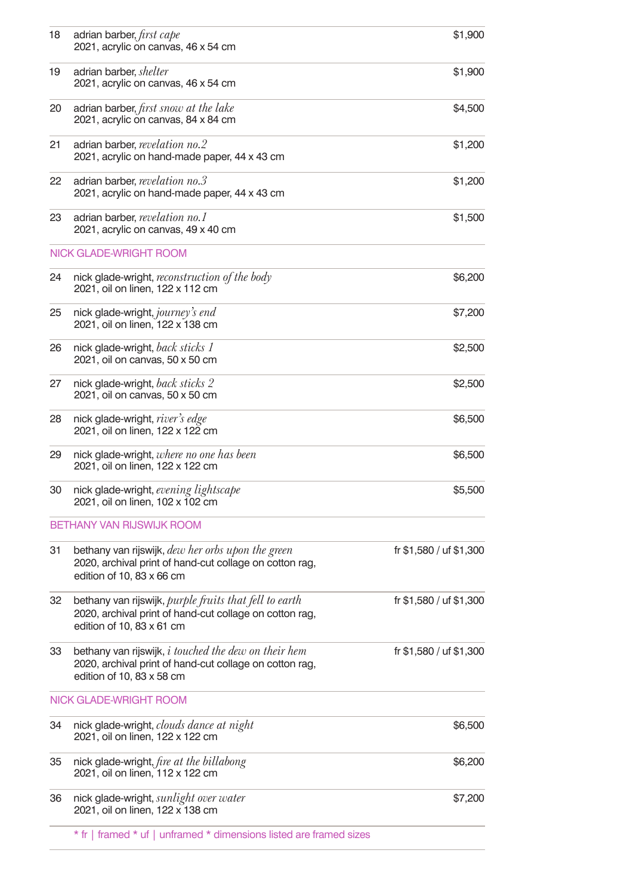| | | |
|---|---|---|
| 18 | adrian barber, *first cape*<br>2021, acrylic on canvas, 46 x 54 cm | $1,900 |
| 19 | adrian barber, *shelter*<br>2021, acrylic on canvas, 46 x 54 cm | $1,900 |
| 20 | adrian barber, *first snow at the lake*<br>2021, acrylic on canvas, 84 x 84 cm | $4,500 |
| 21 | adrian barber, *revelation no.2*<br>2021, acrylic on hand-made paper, 44 x 43 cm | $1,200 |
| 22 | adrian barber, *revelation no.3*<br>2021, acrylic on hand-made paper, 44 x 43 cm | $1,200 |
| 23 | adrian barber, *revelation no.1*<br>2021, acrylic on canvas, 49 x 40 cm | $1,500 |
| NICK GLADE-WRIGHT ROOM | | |
| 24 | nick glade-wright, *reconstruction of the body*<br>2021, oil on linen, 122 x 112 cm | $6,200 |
| 25 | nick glade-wright, *journey's end*<br>2021, oil on linen, 122 x 138 cm | $7,200 |
| 26 | nick glade-wright, *back sticks 1*<br>2021, oil on canvas, 50 x 50 cm | $2,500 |
| 27 | nick glade-wright, *back sticks 2*<br>2021, oil on canvas, 50 x 50 cm | $2,500 |
| 28 | nick glade-wright, *river's edge*<br>2021, oil on linen, 122 x 122 cm | $6,500 |
| 29 | nick glade-wright, *where no one has been*<br>2021, oil on linen, 122 x 122 cm | $6,500 |
| 30 | nick glade-wright, *evening lightscape*<br>2021, oil on linen, 102 x 102 cm | $5,500 |
| BETHANY VAN RIJSWIJK ROOM | | |
| 31 | bethany van rijswijk, *dew her orbs upon the green*<br>2020, archival print of hand-cut collage on cotton rag, edition of 10, 83 x 66 cm | fr $1,580 / uf $1,300 |
| 32 | bethany van rijswijk, *purple fruits that fell to earth*<br>2020, archival print of hand-cut collage on cotton rag, edition of 10, 83 x 61 cm | fr $1,580 / uf $1,300 |
| 33 | bethany van rijswijk, *i touched the dew on their hem*<br>2020, archival print of hand-cut collage on cotton rag, edition of 10, 83 x 58 cm | fr $1,580 / uf $1,300 |
| NICK GLADE-WRIGHT ROOM | | |
| 34 | nick glade-wright, *clouds dance at night*<br>2021, oil on linen, 122 x 122 cm | $6,500 |
| 35 | nick glade-wright, *fire at the billabong*<br>2021, oil on linen, 112 x 122 cm | $6,200 |
| 36 | nick glade-wright, *sunlight over water*<br>2021, oil on linen, 122 x 138 cm | $7,200 |

* fr | framed * uf | unframed * dimensions listed are framed sizes